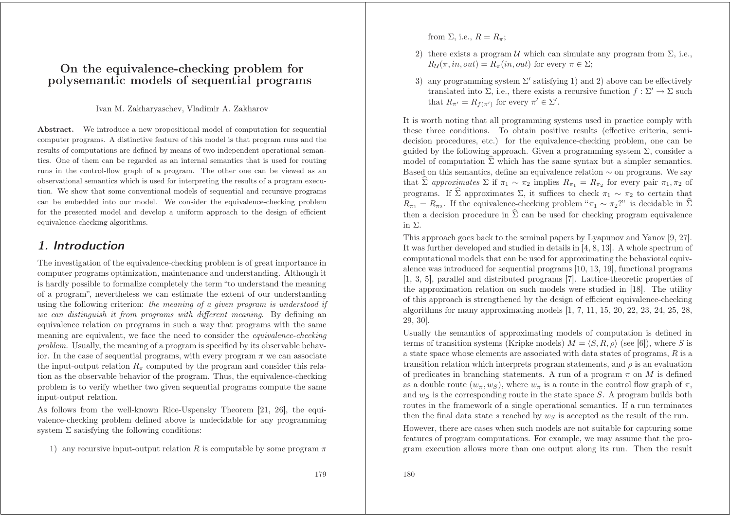# On the equivalence-checking problem for polysemantic models of sequential programs

Ivan M. Zakharyaschev, Vladimir A. Zakharov

**Abstract.** We introduce a new propositional model of computation for sequential computer programs. A distinctive feature of this model is that program runs and the results of computations are defined by means of two independent operational semantics. One of them can be regarded as an internal semantics that is used for routing runs in the control-flow graph of a program. The other one can be viewed as an observational semantics which is used for interpreting the results of a program execution. We show that some conventional models of sequential and recursive programs can be embedded into our model. We consider the equivalence-checking problem for the presented model and develop a uniform approach to the design of efficient equivalence-checking algorithms.

## 1. Introduction

The investigation of the equivalence-checking problem is of great importance in computer programs optimization, maintenance and understanding. Although it is hardly possible to formalize completely the term "to understand the meaning of a program", nevertheless we can estimate the extent of our understanding using the following criterion: *the meaning of a given program is understood if we can distinguish it from programs with different meaning*. By defining an equivalence relation on programs in such a way that programs with the same meaning are equivalent, we face the need to consider the *equivalence-checking problem*. Usually, the meaning of a program is specified by its observable behavior. In the case of sequential programs, with every program $\pi$ we can associate the input-output relation $R_\pi$ computed by the program and consider this relation as the observable behavior of the program. Thus, the equivalence-checking problem is to verify whether two given sequential programs compute the same input-output relation.

As follows from the well-known Rice-Uspensky Theorem [21, 26], the equivalence-checking problem defined above is undecidable for any programming system $\Sigma$ satisfying the following conditions:

1) any recursive input-output relation $R$ is computable by some program $\pi$ from $\Sigma$, i.e., $R = R_\pi$;

2) there exists a program $\mathcal{U}$ which can simulate any program from $\Sigma$, i.e., $R_{\mathcal{U}}(\pi, in, out) = R_\pi(in, out)$ for every $\pi \in \Sigma$;

3) any programming system $\Sigma'$ satisfying 1) and 2) above can be effectively translated into $\Sigma$, i.e., there exists a recursive function $f : \Sigma' \to \Sigma$ such that $R_{\pi'} = R_{f(\pi')}$ for every $\pi' \in \Sigma'$.

It is worth noting that all programming systems used in practice comply with these three conditions. To obtain positive results (effective criteria, semi-decision procedures, etc.) for the equivalence-checking problem, one can be guided by the following approach. Given a programming system $\Sigma$, consider a model of computation $\widehat{\Sigma}$ which has the same syntax but a simpler semantics. Based on this semantics, define an equivalence relation $\sim$ on programs. We say that $\widehat{\Sigma}$ *approximates* $\Sigma$ if $\pi_1 \sim \pi_2$ implies $R_{\pi_1} = R_{\pi_2}$ for every pair $\pi_1, \pi_2$ of programs. If $\widehat{\Sigma}$ approximates $\Sigma$, it suffices to check $\pi_1 \sim \pi_2$ to certain that $R_{\pi_1} = R_{\pi_2}$. If the equivalence-checking problem "$\pi_1 \sim \pi_2$?" is decidable in $\widehat{\Sigma}$ then a decision procedure in $\widehat{\Sigma}$ can be used for checking program equivalence in $\Sigma$.

This approach goes back to the seminal papers by Lyapunov and Yanov [9, 27]. It was further developed and studied in details in [4, 8, 13]. A whole spectrum of computational models that can be used for approximating the behavioral equivalence was introduced for sequential programs [10, 13, 19], functional programs [1, 3, 5], parallel and distributed programs [7]. Lattice-theoretic properties of the approximation relation on such models were studied in [18]. The utility of this approach is strengthened by the design of efficient equivalence-checking algorithms for many approximating models [1, 7, 11, 15, 20, 22, 23, 24, 25, 28, 29, 30].

Usually the semantics of approximating models of computation is defined in terms of transition systems (Kripke models) $M = \langle S, R, \rho \rangle$ (see [6]), where $S$ is a state space whose elements are associated with data states of programs, $R$ is a transition relation which interprets program statements, and $\rho$ is an evaluation of predicates in branching statements. A run of a program $\pi$ on $M$ is defined as a double route $(w_\pi, w_S)$, where $w_\pi$ is a route in the control flow graph of $\pi$, and $w_S$ is the corresponding route in the state space $S$. A program builds both routes in the framework of a single operational semantics. If a run terminates then the final data state $s$ reached by $w_S$ is accepted as the result of the run.

However, there are cases when such models are not suitable for capturing some features of program computations. For example, we may assume that the program execution allows more than one output along its run. Then the result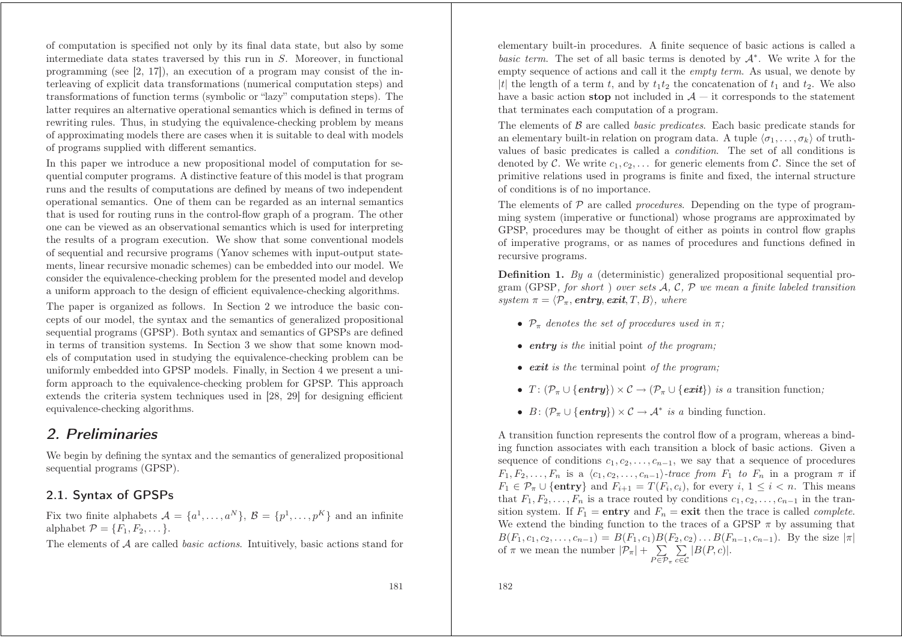of computation is specified not only by its final data state, but also by some intermediate data states traversed by this run in $S$. Moreover, in functional programming (see [2, 17]), an execution of a program may consist of the interleaving of explicit data transformations (numerical computation steps) and transformations of function terms (symbolic or "lazy" computation steps). The latter requires an alternative operational semantics which is defined in terms of rewriting rules. Thus, in studying the equivalence-checking problem by means of approximating models there are cases when it is suitable to deal with models of programs supplied with different semantics.

In this paper we introduce a new propositional model of computation for sequential computer programs. A distinctive feature of this model is that program runs and the results of computations are defined by means of two independent operational semantics. One of them can be regarded as an internal semantics that is used for routing runs in the control-flow graph of a program. The other one can be viewed as an observational semantics which is used for interpreting the results of a program execution. We show that some conventional models of sequential and recursive programs (Yanov schemes with input-output statements, linear recursive monadic schemes) can be embedded into our model. We consider the equivalence-checking problem for the presented model and develop a uniform approach to the design of efficient equivalence-checking algorithms.

The paper is organized as follows. In Section 2 we introduce the basic concepts of our model, the syntax and the semantics of generalized propositional sequential programs (GPSP). Both syntax and semantics of GPSPs are defined in terms of transition systems. In Section 3 we show that some known models of computation used in studying the equivalence-checking problem can be uniformly embedded into GPSP models. Finally, in Section 4 we present a uniform approach to the equivalence-checking problem for GPSP. This approach extends the criteria system techniques used in [28, 29] for designing efficient equivalence-checking algorithms.

## 2. Preliminaries

We begin by defining the syntax and the semantics of generalized propositional sequential programs (GPSP).

### 2.1. Syntax of GPSPs

Fix two finite alphabets $\mathcal{A} = \{a^1, \dots, a^N\}$, $\mathcal{B} = \{p^1, \dots, p^K\}$ and an infinite alphabet $\mathcal{P} = \{F_1, F_2, \dots\}$.

The elements of $\mathcal{A}$ are called *basic actions*. Intuitively, basic actions stand for elementary built-in procedures. A finite sequence of basic actions is called a *basic term*. The set of all basic terms is denoted by $\mathcal{A}^*$. We write $\lambda$ for the empty sequence of actions and call it the *empty term*. As usual, we denote by $|t|$ the length of a term $t$, and by $t_1t_2$ the concatenation of $t_1$ and $t_2$. We also have a basic action **stop** not included in $\mathcal{A}$ — it corresponds to the statement that terminates each computation of a program.

The elements of $\mathcal{B}$ are called *basic predicates*. Each basic predicate stands for an elementary built-in relation on program data. A tuple $\langle \sigma_1, \dots, \sigma_k \rangle$ of truth-values of basic predicates is called a *condition*. The set of all conditions is denoted by $\mathcal{C}$. We write $c_1, c_2, \dots$ for generic elements from $\mathcal{C}$. Since the set of primitive relations used in programs is finite and fixed, the internal structure of conditions is of no importance.

The elements of $\mathcal{P}$ are called *procedures*. Depending on the type of programming system (imperative or functional) whose programs are approximated by GPSP, procedures may be thought of either as points in control flow graphs of imperative programs, or as names of procedures and functions defined in recursive programs.

**Definition 1.** *By a* (deterministic) generalized propositional sequential program (GPSP*, for short* ) *over sets* $\mathcal{A}$, $\mathcal{C}$, $\mathcal{P}$ *we mean a finite labeled transition system* $\pi = \langle \mathcal{P}_\pi, \boldsymbol{entry}, \boldsymbol{exit}, T, B \rangle$, *where*

- $\mathcal{P}_\pi$ *denotes the set of procedures used in* $\pi$*;*
- $\boldsymbol{entry}$ *is the* initial point *of the program;*
- $\boldsymbol{exit}$ *is the* terminal point *of the program;*
- $T \colon (\mathcal{P}_\pi \cup \{\boldsymbol{entry}\}) \times \mathcal{C} \to (\mathcal{P}_\pi \cup \{\boldsymbol{exit}\})$ *is a* transition function*;*
- $B \colon (\mathcal{P}_\pi \cup \{\boldsymbol{entry}\}) \times \mathcal{C} \to \mathcal{A}^*$ *is a* binding function.

A transition function represents the control flow of a program, whereas a binding function associates with each transition a block of basic actions. Given a sequence of conditions $c_1, c_2, \dots, c_{n-1}$, we say that a sequence of procedures $F_1, F_2, \dots, F_n$ is a $\langle c_1, c_2, \dots, c_{n-1} \rangle$*-trace from* $F_1$ *to* $F_n$ in a program $\pi$ if $F_1 \in \mathcal{P}_\pi \cup \{\mathbf{entry}\}$ and $F_{i+1} = T(F_i, c_i)$, for every $i$, $1 \le i < n$. This means that $F_1, F_2, \dots, F_n$ is a trace routed by conditions $c_1, c_2, \dots, c_{n-1}$ in the transition system. If $F_1 = \mathbf{entry}$ and $F_n = \mathbf{exit}$ then the trace is called *complete*. We extend the binding function to the traces of a GPSP $\pi$ by assuming that $B(F_1, c_1, c_2, \dots, c_{n-1}) = B(F_1, c_1)B(F_2, c_2) \dots B(F_{n-1}, c_{n-1})$. By the size $|\pi|$ of $\pi$ we mean the number $|\mathcal{P}_\pi| + \sum\limits_{P \in \mathcal{P}_\pi} \sum\limits_{c \in \mathcal{C}} |B(P, c)|$.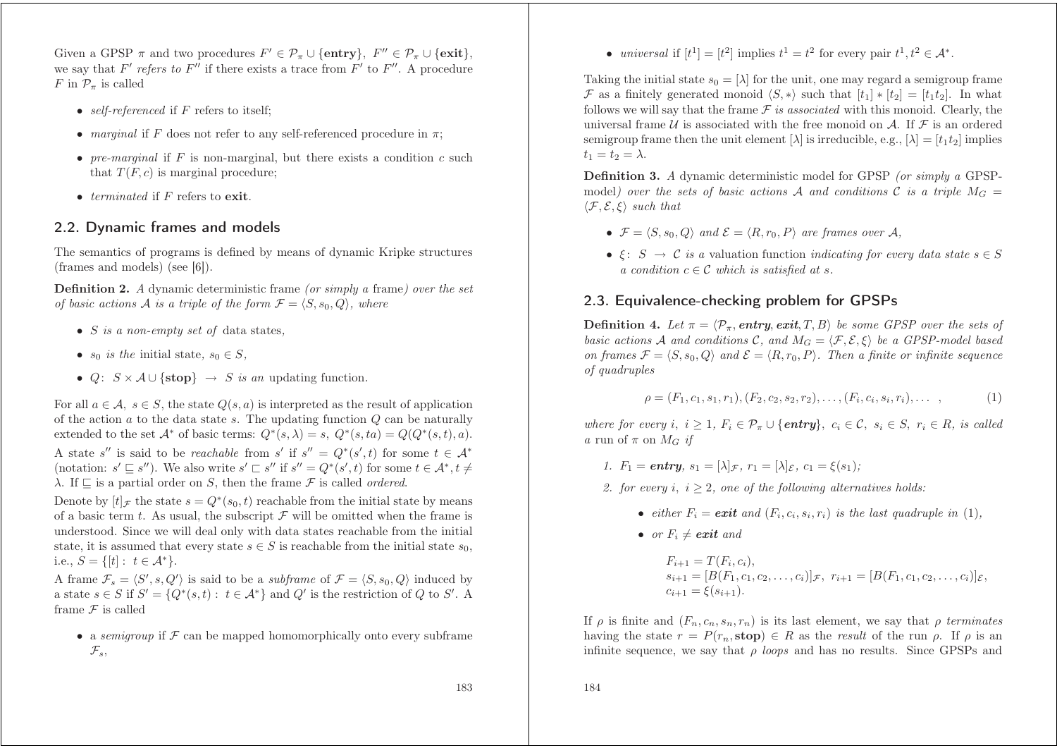Given a GPSP $\pi$ and two procedures $F' \in \mathcal{P}_\pi \cup \{\textbf{entry}\}$, $F'' \in \mathcal{P}_\pi \cup \{\textbf{exit}\}$, we say that $F'$ *refers to* $F''$ if there exists a trace from $F'$ to $F''$. A procedure $F$ in $\mathcal{P}_\pi$ is called

- *self-referenced* if $F$ refers to itself;
- *marginal* if $F$ does not refer to any self-referenced procedure in $\pi$;
- *pre-marginal* if $F$ is non-marginal, but there exists a condition $c$ such that $T(F, c)$ is marginal procedure;
- *terminated* if $F$ refers to **exit**.

## 2.2. Dynamic frames and models

The semantics of programs is defined by means of dynamic Kripke structures (frames and models) (see [6]).

**Definition 2.** *A dynamic deterministic frame (or simply a* frame*) over the set of basic actions* $\mathcal{A}$ *is a triple of the form* $\mathcal{F} = \langle S, s_0, Q\rangle$, *where*

- $S$ *is a non-empty set of* data states*,*
- $s_0$ *is the* initial state*,* $s_0 \in S$*,*
- $Q\colon\ S \times \mathcal{A} \cup \{\textbf{stop}\} \to S$ *is an* updating function*.*

For all $a \in \mathcal{A}$, $s \in S$, the state $Q(s, a)$ is interpreted as the result of application of the action $a$ to the data state $s$. The updating function $Q$ can be naturally extended to the set $\mathcal{A}^*$ of basic terms: $Q^*(s, \lambda) = s$, $Q^*(s, ta) = Q(Q^*(s, t), a)$. A state $s''$ is said to be *reachable* from $s'$ if $s'' = Q^*(s', t)$ for some $t \in \mathcal{A}^*$ (notation: $s' \sqsubseteq s''$). We also write $s' \sqsubset s''$ if $s'' = Q^*(s', t)$ for some $t \in \mathcal{A}^*, t \neq \lambda$. If $\sqsubseteq$ is a partial order on $S$, then the frame $\mathcal{F}$ is called *ordered*.

Denote by $[t]_\mathcal{F}$ the state $s = Q^*(s_0, t)$ reachable from the initial state by means of a basic term $t$. As usual, the subscript $\mathcal{F}$ will be omitted when the frame is understood. Since we will deal only with data states reachable from the initial state, it is assumed that every state $s \in S$ is reachable from the initial state $s_0$, i.e., $S = \{[t] :\ t \in \mathcal{A}^*\}$.

A frame $\mathcal{F}_s = \langle S', s, Q'\rangle$ is said to be a *subframe* of $\mathcal{F} = \langle S, s_0, Q\rangle$ induced by a state $s \in S$ if $S' = \{Q^*(s, t) :\ t \in \mathcal{A}^*\}$ and $Q'$ is the restriction of $Q$ to $S'$. A frame $\mathcal{F}$ is called

- a *semigroup* if $\mathcal{F}$ can be mapped homomorphically onto every subframe $\mathcal{F}_s$,
- *universal* if $[t^1] = [t^2]$ implies $t^1 = t^2$ for every pair $t^1, t^2 \in \mathcal{A}^*$.

Taking the initial state $s_0 = [\lambda]$ for the unit, one may regard a semigroup frame $\mathcal{F}$ as a finitely generated monoid $\langle S, *\rangle$ such that $[t_1] * [t_2] = [t_1 t_2]$. In what follows we will say that the frame $\mathcal{F}$ *is associated* with this monoid. Clearly, the universal frame $\mathcal{U}$ is associated with the free monoid on $\mathcal{A}$. If $\mathcal{F}$ is an ordered semigroup frame then the unit element $[\lambda]$ is irreducible, e.g., $[\lambda] = [t_1 t_2]$ implies $t_1 = t_2 = \lambda$.

**Definition 3.** *A dynamic deterministic model for GPSP (or simply a* GPSP-model*) over the sets of basic actions* $\mathcal{A}$ *and conditions* $\mathcal{C}$ *is a triple* $M_G = \langle \mathcal{F}, \mathcal{E}, \xi\rangle$ *such that*

- $\mathcal{F} = \langle S, s_0, Q\rangle$ *and* $\mathcal{E} = \langle R, r_0, P\rangle$ *are frames over* $\mathcal{A}$*,*
- $\xi\colon\ S \to \mathcal{C}$ *is a* valuation function *indicating for every data state* $s \in S$ *a condition* $c \in \mathcal{C}$ *which is satisfied at* $s$*.*

## 2.3. Equivalence-checking problem for GPSPs

**Definition 4.** *Let* $\pi = \langle \mathcal{P}_\pi, \textbf{\textit{entry}}, \textbf{\textit{exit}}, T, B\rangle$ *be some GPSP over the sets of basic actions* $\mathcal{A}$ *and conditions* $\mathcal{C}$*, and* $M_G = \langle \mathcal{F}, \mathcal{E}, \xi\rangle$ *be a GPSP-model based on frames* $\mathcal{F} = \langle S, s_0, Q\rangle$ *and* $\mathcal{E} = \langle R, r_0, P\rangle$*. Then a finite or infinite sequence of quadruples*

$$\rho = (F_1, c_1, s_1, r_1), (F_2, c_2, s_2, r_2), \ldots, (F_i, c_i, s_i, r_i), \ldots\ , \tag{1}$$

*where for every* $i$*,* $i \geq 1$*,* $F_i \in \mathcal{P}_\pi \cup \{\textbf{\textit{entry}}\}$*,* $c_i \in \mathcal{C}$*,* $s_i \in S$*,* $r_i \in R$*, is called a* run *of* $\pi$ *on* $M_G$ *if*

1. $F_1 = \textbf{\textit{entry}}$*,* $s_1 = [\lambda]_\mathcal{F}$*,* $r_1 = [\lambda]_\mathcal{E}$*,* $c_1 = \xi(s_1)$*;*
2. *for every* $i$*,* $i \geq 2$*, one of the following alternatives holds:*
   - *either* $F_i = \textbf{\textit{exit}}$ *and* $(F_i, c_i, s_i, r_i)$ *is the last quadruple in* (1)*,*
   - *or* $F_i \neq \textbf{\textit{exit}}$ *and*

$$\begin{aligned} &F_{i+1} = T(F_i, c_i),\\ &s_{i+1} = [B(F_1, c_1, c_2, \ldots, c_i)]_\mathcal{F},\ r_{i+1} = [B(F_1, c_1, c_2, \ldots, c_i)]_\mathcal{E},\\ &c_{i+1} = \xi(s_{i+1}). \end{aligned}$$

If $\rho$ is finite and $(F_n, c_n, s_n, r_n)$ is its last element, we say that $\rho$ *terminates* having the state $r = P(r_n, \textbf{stop}) \in R$ as the *result* of the run $\rho$. If $\rho$ is an infinite sequence, we say that $\rho$ *loops* and has no results. Since GPSPs and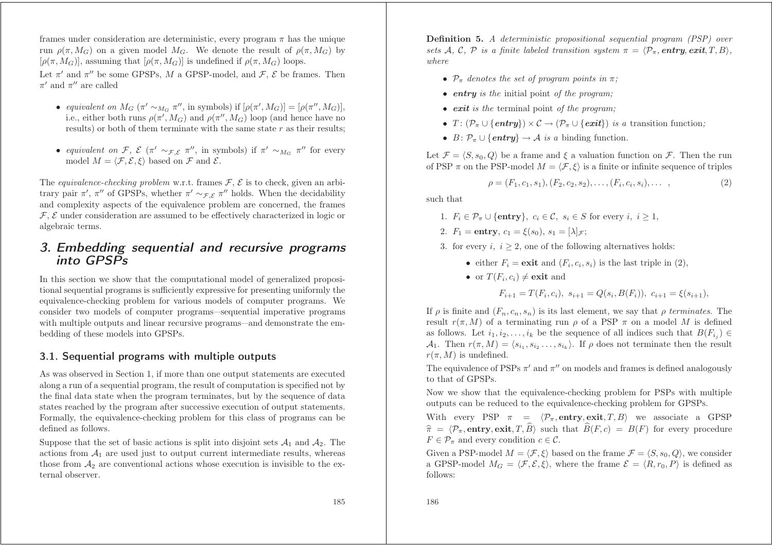frames under consideration are deterministic, every program $\pi$ has the unique run $\rho(\pi, M_G)$ on a given model $M_G$. We denote the result of $\rho(\pi, M_G)$ by $[\rho(\pi, M_G)]$, assuming that $[\rho(\pi, M_G)]$ is undefined if $\rho(\pi, M_G)$ loops.

Let $\pi'$ and $\pi''$ be some GPSPs, $M$ a GPSP-model, and $\mathcal{F}$, $\mathcal{E}$ be frames. Then $\pi'$ and $\pi''$ are called

- *equivalent on* $M_G$ ($\pi' \sim_{M_G} \pi''$, in symbols) if $[\rho(\pi', M_G)] = [\rho(\pi'', M_G)]$, i.e., either both runs $\rho(\pi', M_G)$ and $\rho(\pi'', M_G)$ loop (and hence have no results) or both of them terminate with the same state $r$ as their results;
- *equivalent on* $\mathcal{F}$, $\mathcal{E}$ ($\pi' \sim_{\mathcal{F},\mathcal{E}} \pi''$, in symbols) if $\pi' \sim_{M_G} \pi''$ for every model $M = \langle \mathcal{F}, \mathcal{E}, \xi \rangle$ based on $\mathcal{F}$ and $\mathcal{E}$.

The *equivalence-checking problem* w.r.t. frames $\mathcal{F}$, $\mathcal{E}$ is to check, given an arbitrary pair $\pi'$, $\pi''$ of GPSPs, whether $\pi' \sim_{\mathcal{F},\mathcal{E}} \pi''$ holds. When the decidability and complexity aspects of the equivalence problem are concerned, the frames $\mathcal{F}$, $\mathcal{E}$ under consideration are assumed to be effectively characterized in logic or algebraic terms.

## 3. Embedding sequential and recursive programs into GPSPs

In this section we show that the computational model of generalized propositional sequential programs is sufficiently expressive for presenting uniformly the equivalence-checking problem for various models of computer programs. We consider two models of computer programs—sequential imperative programs with multiple outputs and linear recursive programs—and demonstrate the embedding of these models into GPSPs.

### 3.1. Sequential programs with multiple outputs

As was observed in Section 1, if more than one output statements are executed along a run of a sequential program, the result of computation is specified not by the final data state when the program terminates, but by the sequence of data states reached by the program after successive execution of output statements. Formally, the equivalence-checking problem for this class of programs can be defined as follows.

Suppose that the set of basic actions is split into disjoint sets $\mathcal{A}_1$ and $\mathcal{A}_2$. The actions from $\mathcal{A}_1$ are used just to output current intermediate results, whereas those from $\mathcal{A}_2$ are conventional actions whose execution is invisible to the external observer.

**Definition 5.** *A deterministic propositional sequential program (PSP) over sets $\mathcal{A}$, $\mathcal{C}$, $\mathcal{P}$ is a finite labeled transition system $\pi = \langle \mathcal{P}_\pi, \textbf{\textit{entry}}, \textbf{\textit{exit}}, T, B \rangle$, where*

- *$\mathcal{P}_\pi$ denotes the set of program points in $\pi$;*
- ***entry** is the* initial point *of the program;*
- ***exit** is the* terminal point *of the program;*
- *$T \colon (\mathcal{P}_\pi \cup \{\textbf{\textit{entry}}\}) \times \mathcal{C} \to (\mathcal{P}_\pi \cup \{\textbf{\textit{exit}}\})$ is a* transition function*;*
- *$B \colon \mathcal{P}_\pi \cup \{\textbf{\textit{entry}}\} \to \mathcal{A}$ is a* binding function.

Let $\mathcal{F} = \langle S, s_0, Q \rangle$ be a frame and $\xi$ a valuation function on $\mathcal{F}$. Then the run of PSP $\pi$ on the PSP-model $M = \langle \mathcal{F}, \xi \rangle$ is a finite or infinite sequence of triples

$$\rho = (F_1, c_1, s_1), (F_2, c_2, s_2), \dots, (F_i, c_i, s_i), \dots \ , \tag{2}$$

such that

1. $F_i \in \mathcal{P}_\pi \cup \{\mathbf{entry}\}$, $c_i \in \mathcal{C}$, $s_i \in S$ for every $i$, $i \geq 1$,
2. $F_1 = \mathbf{entry}$, $c_1 = \xi(s_0)$, $s_1 = [\lambda]_{\mathcal{F}}$;
3. for every $i$, $i \geq 2$, one of the following alternatives holds:
   - either $F_i = \mathbf{exit}$ and $(F_i, c_i, s_i)$ is the last triple in (2),
   - or $T(F_i, c_i) \neq \mathbf{exit}$ and

$$F_{i+1} = T(F_i, c_i),\ s_{i+1} = Q(s_i, B(F_i)),\ c_{i+1} = \xi(s_{i+1}),$$

If $\rho$ is finite and $(F_n, c_n, s_n)$ is its last element, we say that $\rho$ *terminates*. The result $r(\pi, M)$ of a terminating run $\rho$ of a PSP $\pi$ on a model $M$ is defined as follows. Let $i_1, i_2, \dots, i_k$ be the sequence of all indices such that $B(F_{i_j}) \in \mathcal{A}_1$. Then $r(\pi, M) = \langle s_{i_1}, s_{i_2} \dots, s_{i_k} \rangle$. If $\rho$ does not terminate then the result $r(\pi, M)$ is undefined.

The equivalence of PSPs $\pi'$ and $\pi''$ on models and frames is defined analogously to that of GPSPs.

Now we show that the equivalence-checking problem for PSPs with multiple outputs can be reduced to the equivalence-checking problem for GPSPs.

With every PSP $\pi = \langle \mathcal{P}_\pi, \mathbf{entry}, \mathbf{exit}, T, B \rangle$ we associate a GPSP $\widehat{\pi} = \langle \mathcal{P}_\pi, \mathbf{entry}, \mathbf{exit}, T, \widehat{B} \rangle$ such that $\widehat{B}(F, c) = B(F)$ for every procedure $F \in \mathcal{P}_\pi$ and every condition $c \in \mathcal{C}$.

Given a PSP-model $M = \langle \mathcal{F}, \xi \rangle$ based on the frame $\mathcal{F} = \langle S, s_0, Q \rangle$, we consider a GPSP-model $M_G = \langle \mathcal{F}, \mathcal{E}, \xi \rangle$, where the frame $\mathcal{E} = \langle R, r_0, P \rangle$ is defined as follows: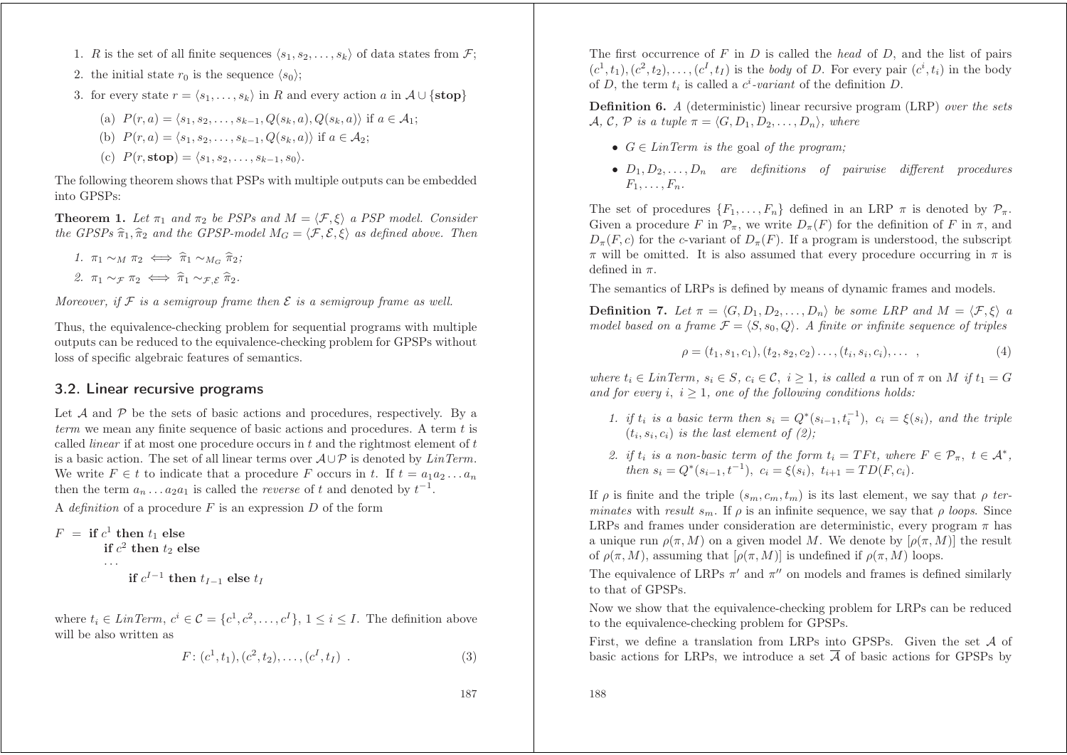1. $R$ is the set of all finite sequences $\langle s_1, s_2, \ldots, s_k \rangle$ of data states from $\mathcal{F}$;
2. the initial state $r_0$ is the sequence $\langle s_0 \rangle$;
3. for every state $r = \langle s_1, \ldots, s_k \rangle$ in $R$ and every action $a$ in $\mathcal{A} \cup \{\mathbf{stop}\}$
   (a) $P(r, a) = \langle s_1, s_2, \ldots, s_{k-1}, Q(s_k, a), Q(s_k, a) \rangle$ if $a \in \mathcal{A}_1$;
   (b) $P(r, a) = \langle s_1, s_2, \ldots, s_{k-1}, Q(s_k, a) \rangle$ if $a \in \mathcal{A}_2$;
   (c) $P(r, \mathbf{stop}) = \langle s_1, s_2, \ldots, s_{k-1}, s_0 \rangle$.

The following theorem shows that PSPs with multiple outputs can be embedded into GPSPs:

**Theorem 1.** *Let $\pi_1$ and $\pi_2$ be PSPs and $M = \langle \mathcal{F}, \xi \rangle$ a PSP model. Consider the GPSPs $\widehat{\pi}_1, \widehat{\pi}_2$ and the GPSP-model $M_G = \langle \mathcal{F}, \mathcal{E}, \xi \rangle$ as defined above. Then*

*1. $\pi_1 \sim_M \pi_2 \iff \widehat{\pi}_1 \sim_{M_G} \widehat{\pi}_2$;*

*2. $\pi_1 \sim_{\mathcal{F}} \pi_2 \iff \widehat{\pi}_1 \sim_{\mathcal{F},\mathcal{E}} \widehat{\pi}_2$.*

*Moreover, if $\mathcal{F}$ is a semigroup frame then $\mathcal{E}$ is a semigroup frame as well.*

Thus, the equivalence-checking problem for sequential programs with multiple outputs can be reduced to the equivalence-checking problem for GPSPs without loss of specific algebraic features of semantics.

## 3.2. Linear recursive programs

Let $\mathcal{A}$ and $\mathcal{P}$ be the sets of basic actions and procedures, respectively. By a *term* we mean any finite sequence of basic actions and procedures. A term $t$ is called *linear* if at most one procedure occurs in $t$ and the rightmost element of $t$ is a basic action. The set of all linear terms over $\mathcal{A} \cup \mathcal{P}$ is denoted by *LinTerm*. We write $F \in t$ to indicate that a procedure $F$ occurs in $t$. If $t = a_1 a_2 \ldots a_n$ then the term $a_n \ldots a_2 a_1$ is called the *reverse* of $t$ and denoted by $t^{-1}$.

A *definition* of a procedure $F$ is an expression $D$ of the form

$F$ = **if** $c^1$ **then** $t_1$ **else**
  **if** $c^2$ **then** $t_2$ **else**
  ...
   **if** $c^{I-1}$ **then** $t_{I-1}$ **else** $t_I$

where $t_i \in \mathit{LinTerm}$, $c^i \in \mathcal{C} = \{c^1, c^2, \ldots, c^I\}$, $1 \le i \le I$. The definition above will be also written as

$$F \colon (c^1, t_1), (c^2, t_2), \ldots, (c^I, t_I) \ . \tag{3}$$

The first occurrence of $F$ in $D$ is called the *head* of $D$, and the list of pairs $(c^1, t_1), (c^2, t_2), \ldots, (c^I, t_I)$ is the *body* of $D$. For every pair $(c^i, t_i)$ in the body of $D$, the term $t_i$ is called a $c^i$*-variant* of the definition $D$.

**Definition 6.** *A (deterministic) linear recursive program (LRP) over the sets $\mathcal{A}$, $\mathcal{C}$, $\mathcal{P}$ is a tuple $\pi = \langle G, D_1, D_2, \ldots, D_n \rangle$, where*

- *$G \in \mathit{LinTerm}$ is the* goal *of the program;*
- *$D_1, D_2, \ldots, D_n$ are definitions of pairwise different procedures $F_1, \ldots, F_n$.*

The set of procedures $\{F_1, \ldots, F_n\}$ defined in an LRP $\pi$ is denoted by $\mathcal{P}_\pi$. Given a procedure $F$ in $\mathcal{P}_\pi$, we write $D_\pi(F)$ for the definition of $F$ in $\pi$, and $D_\pi(F, c)$ for the $c$-variant of $D_\pi(F)$. If a program is understood, the subscript $\pi$ will be omitted. It is also assumed that every procedure occurring in $\pi$ is defined in $\pi$.

The semantics of LRPs is defined by means of dynamic frames and models.

**Definition 7.** *Let $\pi = \langle G, D_1, D_2, \ldots, D_n \rangle$ be some LRP and $M = \langle \mathcal{F}, \xi \rangle$ a model based on a frame $\mathcal{F} = \langle S, s_0, Q \rangle$. A finite or infinite sequence of triples*

$$\rho = (t_1, s_1, c_1), (t_2, s_2, c_2) \ldots, (t_i, s_i, c_i), \ldots \ , \tag{4}$$

*where $t_i \in \mathit{LinTerm}$, $s_i \in S$, $c_i \in \mathcal{C}$, $i \ge 1$, is called a* run *of $\pi$ on $M$ if $t_1 = G$ and for every $i$, $i \ge 1$, one of the following conditions holds:*

*1. if $t_i$ is a basic term then $s_i = Q^*(s_{i-1}, t_i^{-1})$, $c_i = \xi(s_i)$, and the triple $(t_i, s_i, c_i)$ is the last element of (2);*

*2. if $t_i$ is a non-basic term of the form $t_i = TFt$, where $F \in \mathcal{P}_\pi$, $t \in \mathcal{A}^*$, then $s_i = Q^*(s_{i-1}, t^{-1})$, $c_i = \xi(s_i)$, $t_{i+1} = TD(F, c_i)$.*

If $\rho$ is finite and the triple $(s_m, c_m, t_m)$ is its last element, we say that $\rho$ *terminates* with *result* $s_m$. If $\rho$ is an infinite sequence, we say that $\rho$ *loops*. Since LRPs and frames under consideration are deterministic, every program $\pi$ has a unique run $\rho(\pi, M)$ on a given model $M$. We denote by $[\rho(\pi, M)]$ the result of $\rho(\pi, M)$, assuming that $[\rho(\pi, M)]$ is undefined if $\rho(\pi, M)$ loops.

The equivalence of LRPs $\pi'$ and $\pi''$ on models and frames is defined similarly to that of GPSPs.

Now we show that the equivalence-checking problem for LRPs can be reduced to the equivalence-checking problem for GPSPs.

First, we define a translation from LRPs into GPSPs. Given the set $\mathcal{A}$ of basic actions for LRPs, we introduce a set $\overline{\mathcal{A}}$ of basic actions for GPSPs by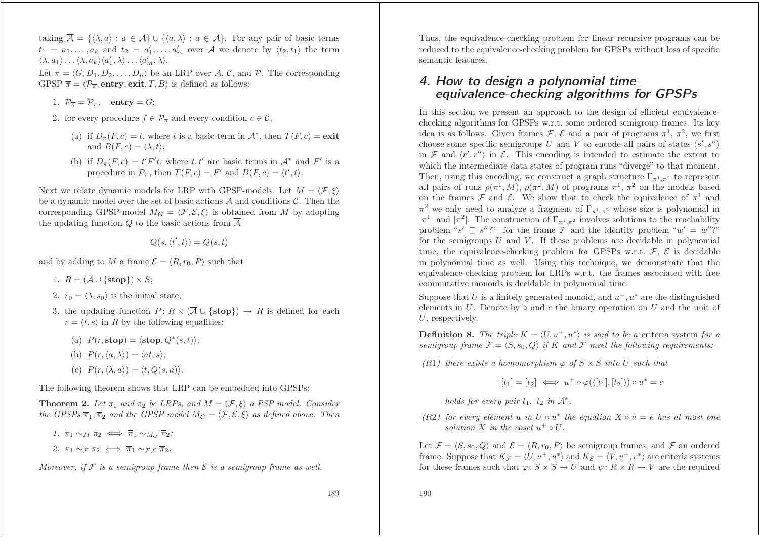taking $\overline{\mathcal{A}} = \{\langle\lambda, a\rangle : a \in \mathcal{A}\} \cup \{\langle a, \lambda\rangle : a \in \mathcal{A}\}$. For any pair of basic terms $t_1 = a_1, \dots, a_k$ and $t_2 = a'_1, \dots, a'_m$ over $\mathcal{A}$ we denote by $\langle t_2, t_1\rangle$ the term $\langle\lambda, a_1\rangle \dots \langle\lambda, a_k\rangle\langle a'_1, \lambda\rangle \dots \langle a'_m, \lambda\rangle$.

Let $\pi = \langle G, D_1, D_2, \dots, D_n\rangle$ be an LRP over $\mathcal{A}$, $\mathcal{C}$, and $\mathcal{P}$. The corresponding GPSP $\overline{\pi} = \langle \mathcal{P}_{\overline{\pi}}, \mathbf{entry}, \mathbf{exit}, T, B\rangle$ is defined as follows:

1. $\mathcal{P}_{\overline{\pi}} = \mathcal{P}_\pi$, $\quad \mathbf{entry} = G$;
2. for every procedure $f \in \mathcal{P}_\pi$ and every condition $c \in \mathcal{C}$,
   (a) if $D_\pi(F, c) = t$, where $t$ is a basic term in $\mathcal{A}^*$, then $T(F, c) = \mathbf{exit}$ and $B(F, c) = \langle\lambda, t\rangle$;
   (b) if $D_\pi(F, c) = t'F't$, where $t, t'$ are basic terms in $\mathcal{A}^*$ and $F'$ is a procedure in $\mathcal{P}_\pi$, then $T(F, c) = F'$ and $B(F, c) = \langle t', t\rangle$.

Next we relate dynamic models for LRP with GPSP-models. Let $M = \langle\mathcal{F}, \xi\rangle$ be a dynamic model over the set of basic actions $\mathcal{A}$ and conditions $\mathcal{C}$. Then the corresponding GPSP-model $M_G = \langle\mathcal{F}, \mathcal{E}, \xi\rangle$ is obtained from $M$ by adopting the updating function $Q$ to the basic actions from $\overline{\mathcal{A}}$

$$Q(s, \langle t', t\rangle) = Q(s, t)$$

and by adding to $M$ a frame $\mathcal{E} = \langle R, r_0, P\rangle$ such that

1. $R = (\mathcal{A} \cup \{\mathbf{stop}\}) \times S$;
2. $r_0 = \langle\lambda, s_0\rangle$ is the initial state;
3. the updating function $P\colon R \times (\overline{\mathcal{A}} \cup \{\mathbf{stop}\}) \to R$ is defined for each $r = \langle t, s\rangle$ in $R$ by the following equalities:
   (a) $P(r, \mathbf{stop}) = \langle \mathbf{stop}, Q^*(s, t)\rangle$;
   (b) $P(r, \langle a, \lambda\rangle) = \langle at, s\rangle$;
   (c) $P(r, \langle\lambda, a\rangle) = \langle t, Q(s, a)\rangle$.

The following theorem shows that LRP can be embedded into GPSPs:

**Theorem 2.** *Let $\pi_1$ and $\pi_2$ be LRPs, and $M = \langle\mathcal{F}, \xi\rangle$ a PSP model. Consider the GPSPs $\overline{\pi}_1, \overline{\pi}_2$ and the GPSP model $M_G = \langle\mathcal{F}, \mathcal{E}, \xi\rangle$ as defined above. Then*

1. $\pi_1 \sim_M \pi_2 \iff \overline{\pi}_1 \sim_{M_G} \overline{\pi}_2$;
2. $\pi_1 \sim_{\mathcal{F}} \pi_2 \iff \overline{\pi}_1 \sim_{\mathcal{F},\mathcal{E}} \overline{\pi}_2$.

*Moreover, if $\mathcal{F}$ is a semigroup frame then $\mathcal{E}$ is a semigroup frame as well.*

Thus, the equivalence-checking problem for linear recursive programs can be reduced to the equivalence-checking problem for GPSPs without loss of specific semantic features.

## 4. How to design a polynomial time equivalence-checking algorithms for GPSPs

In this section we present an approach to the design of efficient equivalence-checking algorithms for GPSPs w.r.t. some ordered semigroup frames. Its key idea is as follows. Given frames $\mathcal{F}$, $\mathcal{E}$ and a pair of programs $\pi^1$, $\pi^2$, we first choose some specific semigroups $U$ and $V$ to encode all pairs of states $\langle s', s''\rangle$ in $\mathcal{F}$ and $\langle r', r''\rangle$ in $\mathcal{E}$. This encoding is intended to estimate the extent to which the intermediate data states of program runs "diverge" to that moment. Then, using this encoding, we construct a graph structure $\Gamma_{\pi^1,\pi^2}$ to represent all pairs of runs $\rho(\pi^1, M)$, $\rho(\pi^2, M)$ of programs $\pi^1$, $\pi^2$ on the models based on the frames $\mathcal{F}$ and $\mathcal{E}$. We show that to check the equivalence of $\pi^1$ and $\pi^2$ we only need to analyze a fragment of $\Gamma_{\pi^1,\pi^2}$ whose size is polynomial in $|\pi^1|$ and $|\pi^2|$. The construction of $\Gamma_{\pi^1,\pi^2}$ involves solutions to the reachability problem "$s' \sqsubseteq s''$?" for the frame $\mathcal{F}$ and the identity problem "$w' = w''$?" for the semigroups $U$ and $V$. If these problems are decidable in polynomial time, the equivalence-checking problem for GPSPs w.r.t. $\mathcal{F}$, $\mathcal{E}$ is decidable in polynomial time as well. Using this technique, we demonstrate that the equivalence-checking problem for LRPs w.r.t. the frames associated with free commutative monoids is decidable in polynomial time.

Suppose that $U$ is a finitely generated monoid, and $u^+, u^*$ are the distinguished elements in $U$. Denote by $\circ$ and $e$ the binary operation on $U$ and the unit of $U$, respectively.

**Definition 8.** *The triple $K = \langle U, u^+, u^*\rangle$ is said to be a* criteria system *for a semigroup frame $\mathcal{F} = \langle S, s_0, Q\rangle$ if $K$ and $\mathcal{F}$ meet the following requirements:*

*(R1) there exists a homomorphism $\varphi$ of $S \times S$ into $U$ such that*

$$[t_1] = [t_2] \iff u^+ \circ \varphi(\langle [t_1], [t_2]\rangle) \circ u^* = e$$

*holds for every pair $t_1$, $t_2$ in $\mathcal{A}^*$,*

*(R2) for every element $u$ in $U \circ u^*$ the equation $X \circ u = e$ has at most one solution $X$ in the coset $u^+ \circ U$.*

Let $\mathcal{F} = \langle S, s_0, Q\rangle$ and $\mathcal{E} = \langle R, r_0, P\rangle$ be semigroup frames, and $\mathcal{F}$ an ordered frame. Suppose that $K_{\mathcal{F}} = \langle U, u^+, u^*\rangle$ and $K_{\mathcal{E}} = \langle V, v^+, v^*\rangle$ are criteria systems for these frames such that $\varphi\colon S \times S \to U$ and $\psi\colon R \times R \to V$ are the required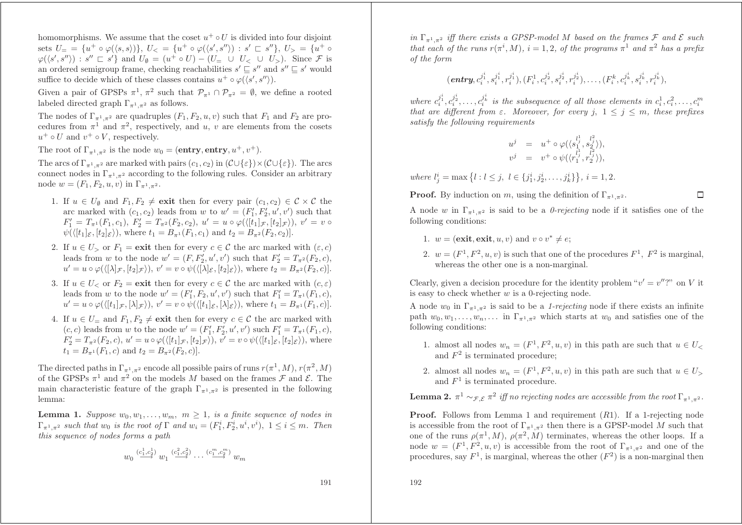homomorphisms. We assume that the coset $u^+ \circ U$ is divided into four disjoint sets $U_= = \{u^+ \circ \varphi(\langle s, s \rangle)\}$, $U_< = \{u^+ \circ \varphi(\langle s', s'' \rangle) : s' \sqsubset s''\}$, $U_> = \{u^+ \circ \varphi(\langle s', s'' \rangle) : s'' \sqsubset s'\}$ and $U_\emptyset = (u^+ \circ U) - (U_= \cup U_< \cup U_>)$. Since $\mathcal{F}$ is an ordered semigroup frame, checking reachabilities $s' \sqsubseteq s''$ and $s'' \sqsubseteq s'$ would suffice to decide which of these classes contains $u^+ \circ \varphi(\langle s', s'' \rangle)$.

Given a pair of GPSPs $\pi^1$, $\pi^2$ such that $\mathcal{P}_{\pi^1} \cap \mathcal{P}_{\pi^2} = \emptyset$, we define a rooted labeled directed graph $\Gamma_{\pi^1,\pi^2}$ as follows.

The nodes of $\Gamma_{\pi^1,\pi^2}$ are quadruples $(F_1, F_2, u, v)$ such that $F_1$ and $F_2$ are procedures from $\pi^1$ and $\pi^2$, respectively, and $u$, $v$ are elements from the cosets $u^+ \circ U$ and $v^+ \circ V$, respectively.

The root of $\Gamma_{\pi^1,\pi^2}$ is the node $w_0 = (\mathbf{entry}, \mathbf{entry}, u^+, v^+)$.

The arcs of $\Gamma_{\pi^1,\pi^2}$ are marked with pairs $(c_1, c_2)$ in $(\mathcal{C} \cup \{\varepsilon\}) \times (\mathcal{C} \cup \{\varepsilon\})$. The arcs connect nodes in $\Gamma_{\pi^1,\pi^2}$ according to the following rules. Consider an arbitrary node $w = (F_1, F_2, u, v)$ in $\Gamma_{\pi^1,\pi^2}$.

1. If $u \in U_\emptyset$ and $F_1, F_2 \neq \mathbf{exit}$ then for every pair $(c_1, c_2) \in \mathcal{C} \times \mathcal{C}$ the arc marked with $(c_1, c_2)$ leads from $w$ to $w' = (F_1', F_2', u', v')$ such that $F_1' = T_{\pi^1}(F_1, c_1)$, $F_2' = T_{\pi^2}(F_2, c_2)$, $u' = u \circ \varphi(\langle [t_1]_\mathcal{F}, [t_2]_\mathcal{F} \rangle)$, $v' = v \circ \psi(\langle [t_1]_\mathcal{E}, [t_2]_\mathcal{E} \rangle)$, where $t_1 = B_{\pi^1}(F_1, c_1)$ and $t_2 = B_{\pi^2}(F_2, c_2)$].
2. If $u \in U_>$ or $F_1 = \mathbf{exit}$ then for every $c \in \mathcal{C}$ the arc marked with $(\varepsilon, c)$ leads from $w$ to the node $w' = (F, F_2', u', v')$ such that $F_2' = T_{\pi^2}(F_2, c)$, $u' = u \circ \varphi(\langle [\lambda]_\mathcal{F}, [t_2]_\mathcal{F} \rangle)$, $v' = v \circ \psi(\langle [\lambda]_\mathcal{E}, [t_2]_\mathcal{E} \rangle)$, where $t_2 = B_{\pi^2}(F_2, c)$].
3. If $u \in U_<$ or $F_2 = \mathbf{exit}$ then for every $c \in \mathcal{C}$ the arc marked with $(c, \varepsilon)$ leads from $w$ to the node $w' = (F_1', F_2, u', v')$ such that $F_1' = T_{\pi^1}(F_1, c)$, $u' = u \circ \varphi(\langle [t_1]_\mathcal{F}, [\lambda]_\mathcal{F} \rangle)$, $v' = v \circ \psi(\langle [t_1]_\mathcal{E}, [\lambda]_\mathcal{E} \rangle)$, where $t_1 = B_{\pi^1}(F_1, c)$].
4. If $u \in U_=$ and $F_1, F_2 \neq \mathbf{exit}$ then for every $c \in \mathcal{C}$ the arc marked with $(c, c)$ leads from $w$ to the node $w' = (F_1', F_2', u', v')$ such $F_1' = T_{\pi^1}(F_1, c)$, $F_2' = T_{\pi^2}(F_2, c)$, $u' = u \circ \varphi(\langle [t_1]_\mathcal{F}, [t_2]_\mathcal{F} \rangle)$, $v' = v \circ \psi(\langle [t_1]_\mathcal{E}, [t_2]_\mathcal{E} \rangle)$, where $t_1 = B_{\pi^1}(F_1, c)$ and $t_2 = B_{\pi^2}(F_2, c)$].

The directed paths in $\Gamma_{\pi^1,\pi^2}$ encode all possible pairs of runs $r(\pi^1, M)$, $r(\pi^2, M)$ of the GPSPs $\pi^1$ and $\pi^2$ on the models $M$ based on the frames $\mathcal{F}$ and $\mathcal{E}$. The main characteristic feature of the graph $\Gamma_{\pi^1,\pi^2}$ is presented in the following lemma:

**Lemma 1.** *Suppose $w_0, w_1, \dots, w_m$, $m \geq 1$, is a finite sequence of nodes in $\Gamma_{\pi^1,\pi^2}$ such that $w_0$ is the root of $\Gamma$ and $w_i = (F_1^i, F_2^i, u^i, v^i)$, $1 \leq i \leq m$. Then this sequence of nodes forms a path*

$$w_0 \xrightarrow{(c_1^1, c_2^1)} w_1 \xrightarrow{(c_1^2, c_2^2)} \cdots \xrightarrow{(c_1^m, c_2^m)} w_m$$

*in $\Gamma_{\pi^1,\pi^2}$ iff there exists a GPSP-model $M$ based on the frames $\mathcal{F}$ and $\mathcal{E}$ such that each of the runs $r(\pi^i, M)$, $i = 1, 2$, of the programs $\pi^1$ and $\pi^2$ has a prefix of the form*

$$(\boldsymbol{entry}, c_i^{j_1^i}, s_i^{j_1^i}, r_i^{j_1^i}), (F_i^1, c_i^{j_2^i}, s_i^{j_2^i}, r_i^{j_2^i}), \dots, (F_i^k, c_i^{j_k^i}, s_i^{j_k^i}, r_i^{j_k^i}),$$

*where $c_i^{j_1^i}, c_i^{j_2^i}, \dots, c_i^{j_k^i}$ is the subsequence of all those elements in $c_i^1, c_i^2, \dots, c_i^m$ that are different from $\varepsilon$. Moreover, for every $j$, $1 \leq j \leq m$, these prefixes satisfy the following requirements*

$$\begin{aligned} u^j &= u^+ \circ \varphi(\langle s_1^{l_j^1}, s_2^{l_j^2} \rangle), \\ v^j &= v^+ \circ \psi(\langle r_1^{l_j^1}, r_2^{l_j^2} \rangle), \end{aligned}$$

*where $l_j^i = \max\left\{l : l \leq j,\ l \in \{j_1^i, j_2^i, \dots, j_k^i\}\right\}$, $i = 1, 2$.*

**Proof.** By induction on $m$, using the definition of $\Gamma_{\pi^1,\pi^2}$. □

A node $w$ in $\Gamma_{\pi^1,\pi^2}$ is said to be a *0-rejecting* node if it satisfies one of the following conditions:

1. $w = (\mathbf{exit}, \mathbf{exit}, u, v)$ and $v \circ v^* \neq e$;
2. $w = (F^1, F^2, u, v)$ is such that one of the procedures $F^1$, $F^2$ is marginal, whereas the other one is a non-marginal.

Clearly, given a decision procedure for the identity problem "$v' = v''$?" on $V$ it is easy to check whether $w$ is a 0-rejecting node.

A node $w_0$ in $\Gamma_{\pi^1,\pi^2}$ is said to be a *1-rejecting* node if there exists an infinite path $w_0, w_1, \dots, w_n, \dots$ in $\Gamma_{\pi^1,\pi^2}$ which starts at $w_0$ and satisfies one of the following conditions:

1. almost all nodes $w_n = (F^1, F^2, u, v)$ in this path are such that $u \in U_<$ and $F^2$ is terminated procedure;
2. almost all nodes $w_n = (F^1, F^2, u, v)$ in this path are such that $u \in U_>$ and $F^1$ is terminated procedure.

**Lemma 2.** $\pi^1 \sim_{\mathcal{F},\mathcal{E}} \pi^2$ *iff no rejecting nodes are accessible from the root* $\Gamma_{\pi^1,\pi^2}$.

**Proof.** Follows from Lemma 1 and requirement (R1). If a 1-rejecting node is accessible from the root of $\Gamma_{\pi^1,\pi^2}$ then there is a GPSP-model $M$ such that one of the runs $\rho(\pi^1, M)$, $\rho(\pi^2, M)$ terminates, whereas the other loops. If a node $w = (F^1, F^2, u, v)$ is accessible from the root of $\Gamma_{\pi^1,\pi^2}$ and one of the procedures, say $F^1$, is marginal, whereas the other ($F^2$) is a non-marginal then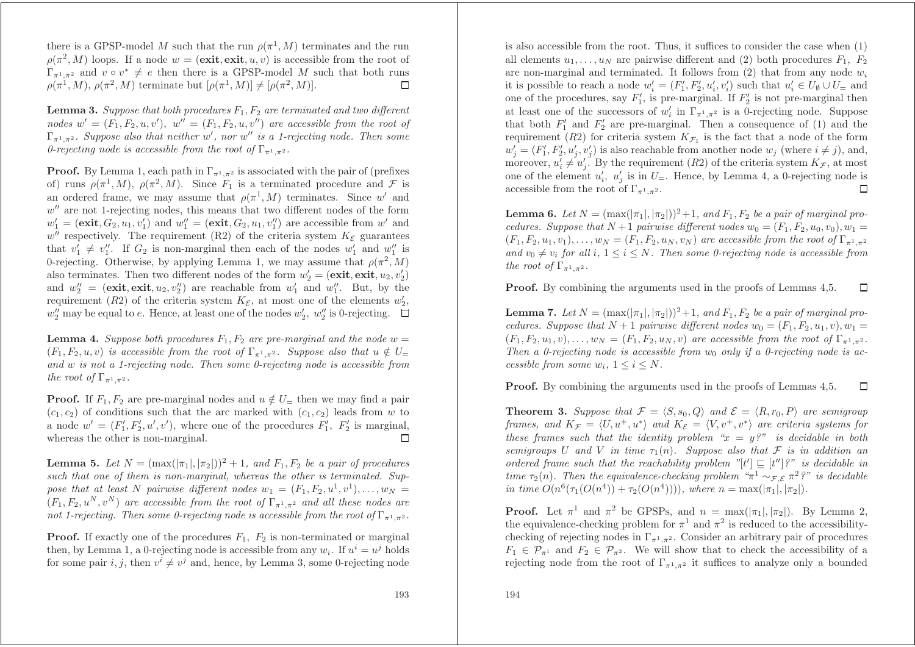there is a GPSP-model $M$ such that the run $\rho(\pi^1, M)$ terminates and the run $\rho(\pi^2, M)$ loops. If a node $w = (\mathbf{exit}, \mathbf{exit}, u, v)$ is accessible from the root of $\Gamma_{\pi^1,\pi^2}$ and $v \circ v^* \neq e$ then there is a GPSP-model $M$ such that both runs $\rho(\pi^1, M)$, $\rho(\pi^2, M)$ terminate but $[\rho(\pi^1, M)] \neq [\rho(\pi^2, M)]$. □

**Lemma 3.** *Suppose that both procedures $F_1, F_2$ are terminated and two different nodes $w' = (F_1, F_2, u, v')$, $w'' = (F_1, F_2, u, v'')$ are accessible from the root of $\Gamma_{\pi^1,\pi^2}$. Suppose also that neither $w'$, nor $w''$ is a 1-rejecting node. Then some 0-rejecting node is accessible from the root of $\Gamma_{\pi^1,\pi^2}$.*

**Proof.** By Lemma 1, each path in $\Gamma_{\pi^1,\pi^2}$ is associated with the pair of (prefixes of) runs $\rho(\pi^1, M)$, $\rho(\pi^2, M)$. Since $F_1$ is a terminated procedure and $\mathcal{F}$ is an ordered frame, we may assume that $\rho(\pi^1, M)$ terminates. Since $w'$ and $w''$ are not 1-rejecting nodes, this means that two different nodes of the form $w_1' = (\mathbf{exit}, G_2, u_1, v_1')$ and $w_1'' = (\mathbf{exit}, G_2, u_1, v_1'')$ are accessible from $w'$ and $w''$ respectively. The requirement (R2) of the criteria system $K_{\mathcal{E}}$ guarantees that $v_1' \neq v_1''$. If $G_2$ is non-marginal then each of the nodes $w_1'$ and $w_1''$ is 0-rejecting. Otherwise, by applying Lemma 1, we may assume that $\rho(\pi^2, M)$ also terminates. Then two different nodes of the form $w_2' = (\mathbf{exit}, \mathbf{exit}, u_2, v_2')$ and $w_2'' = (\mathbf{exit}, \mathbf{exit}, u_2, v_2'')$ are reachable from $w_1'$ and $w_1''$. But, by the requirement $(R2)$ of the criteria system $K_{\mathcal{E}}$, at most one of the elements $w_2'$, $w_2''$ may be equal to $e$. Hence, at least one of the nodes $w_2'$, $w_2''$ is 0-rejecting. □

**Lemma 4.** *Suppose both procedures $F_1, F_2$ are pre-marginal and the node $w = (F_1, F_2, u, v)$ is accessible from the root of $\Gamma_{\pi^1,\pi^2}$. Suppose also that $u \notin U_=$ and $w$ is not a 1-rejecting node. Then some 0-rejecting node is accessible from the root of $\Gamma_{\pi^1,\pi^2}$.*

**Proof.** If $F_1, F_2$ are pre-marginal nodes and $u \notin U_=$ then we may find a pair $(c_1, c_2)$ of conditions such that the arc marked with $(c_1, c_2)$ leads from $w$ to a node $w' = (F_1', F_2', u', v')$, where one of the procedures $F_1'$, $F_2'$ is marginal, whereas the other is non-marginal. □

**Lemma 5.** *Let $N = (\max(|\pi_1|, |\pi_2|))^2 + 1$, and $F_1, F_2$ be a pair of procedures such that one of them is non-marginal, whereas the other is terminated. Suppose that at least $N$ pairwise different nodes $w_1 = (F_1, F_2, u^1, v^1), \dots, w_N = (F_1, F_2, u^N, v^N)$ are accessible from the root of $\Gamma_{\pi^1,\pi^2}$ and all these nodes are not 1-rejecting. Then some 0-rejecting node is accessible from the root of $\Gamma_{\pi^1,\pi^2}$.*

**Proof.** If exactly one of the procedures $F_1$, $F_2$ is non-terminated or marginal then, by Lemma 1, a 0-rejecting node is accessible from any $w_i$. If $u^i = u^j$ holds for some pair $i, j$, then $v^i \neq v^j$ and, hence, by Lemma 3, some 0-rejecting node is also accessible from the root. Thus, it suffices to consider the case when (1) all elements $u_1, \dots, u_N$ are pairwise different and (2) both procedures $F_1$, $F_2$ are non-marginal and terminated. It follows from (2) that from any node $w_i$ it is possible to reach a node $w_i' = (F_1', F_2', u_i', v_i')$ such that $u_i' \in U_\emptyset \cup U_=$ and one of the procedures, say $F_1'$, is pre-marginal. If $F_2'$ is not pre-marginal then at least one of the successors of $w_i'$ in $\Gamma_{\pi^1,\pi^2}$ is a 0-rejecting node. Suppose that both $F_1'$ and $F_2'$ are pre-marginal. Then a consequence of (1) and the requirement $(R2)$ for criteria system $K_{\mathcal{F}_1}$ is the fact that a node of the form $w_j' = (F_1', F_2', u_j', v_j')$ is also reachable from another node $w_j$ (where $i \neq j$), and, moreover, $u_i' \neq u_j'$. By the requirement $(R2)$ of the criteria system $K_{\mathcal{F}}$, at most one of the element $u_i'$, $u_j'$ is in $U_=$. Hence, by Lemma 4, a 0-rejecting node is accessible from the root of $\Gamma_{\pi^1,\pi^2}$. □

**Lemma 6.** *Let $N = (\max(|\pi_1|, |\pi_2|))^2 + 1$, and $F_1, F_2$ be a pair of marginal procedures. Suppose that $N+1$ pairwise different nodes $w_0 = (F_1, F_2, u_0, v_0), w_1 = (F_1, F_2, u_1, v_1), \dots, w_N = (F_1, F_2, u_N, v_N)$ are accessible from the root of $\Gamma_{\pi^1,\pi^2}$ and $v_0 \neq v_i$ for all $i$, $1 \leq i \leq N$. Then some 0-rejecting node is accessible from the root of $\Gamma_{\pi^1,\pi^2}$.*

**Proof.** By combining the arguments used in the proofs of Lemmas 4,5. □

**Lemma 7.** *Let $N = (\max(|\pi_1|, |\pi_2|))^2 + 1$, and $F_1, F_2$ be a pair of marginal procedures. Suppose that $N+1$ pairwise different nodes $w_0 = (F_1, F_2, u_1, v), w_1 = (F_1, F_2, u_1, v), \dots, w_N = (F_1, F_2, u_N, v)$ are accessible from the root of $\Gamma_{\pi^1,\pi^2}$. Then a 0-rejecting node is accessible from $w_0$ only if a 0-rejecting node is accessible from some $w_i$, $1 \leq i \leq N$.*

**Proof.** By combining the arguments used in the proofs of Lemmas 4,5. □

**Theorem 3.** *Suppose that $\mathcal{F} = \langle S, s_0, Q \rangle$ and $\mathcal{E} = \langle R, r_0, P \rangle$ are semigroup frames, and $K_{\mathcal{F}} = \langle U, u^+, u^* \rangle$ and $K_{\mathcal{E}} = \langle V, v^+, v^* \rangle$ are criteria systems for these frames such that the identity problem "$x = y$?" is decidable in both semigroups $U$ and $V$ in time $\tau_1(n)$. Suppose also that $\mathcal{F}$ is in addition an ordered frame such that the reachability problem "$[t'] \sqsubseteq [t'']$?" is decidable in time $\tau_2(n)$. Then the equivalence-checking problem "$\pi^1 \sim_{\mathcal{F},\mathcal{E}} \pi^2$?" is decidable in time $O(n^6(\tau_1(O(n^4)) + \tau_2(O(n^4))))$, where $n = \max(|\pi_1|, |\pi_2|)$.*

**Proof.** Let $\pi^1$ and $\pi^2$ be GPSPs, and $n = \max(|\pi_1|, |\pi_2|)$. By Lemma 2, the equivalence-checking problem for $\pi^1$ and $\pi^2$ is reduced to the accessibility-checking of rejecting nodes in $\Gamma_{\pi^1,\pi^2}$. Consider an arbitrary pair of procedures $F_1 \in \mathcal{P}_{\pi^1}$ and $F_2 \in \mathcal{P}_{\pi^2}$. We will show that to check the accessibility of a rejecting node from the root of $\Gamma_{\pi^1,\pi^2}$ it suffices to analyze only a bounded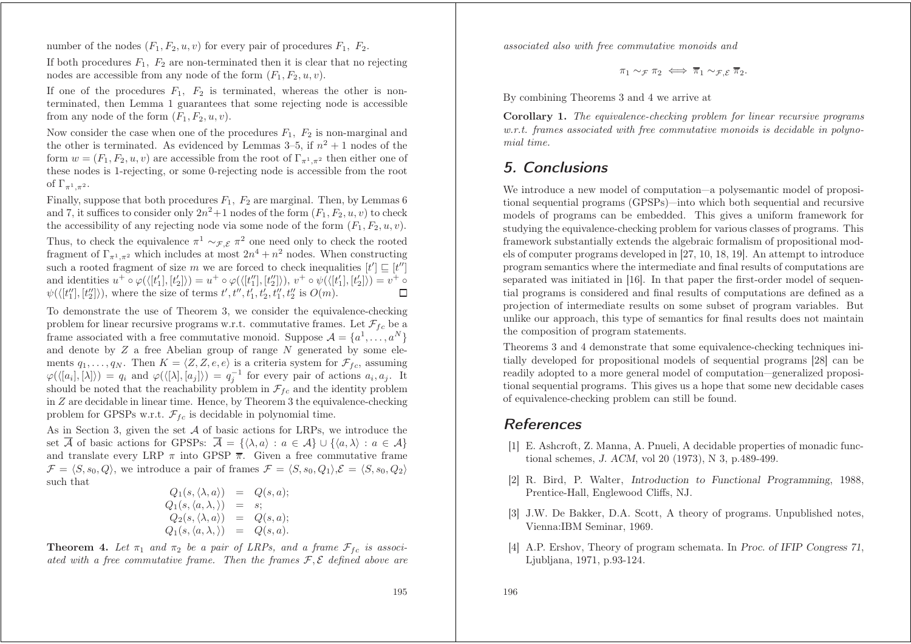number of the nodes $(F_1, F_2, u, v)$ for every pair of procedures $F_1$, $F_2$.

If both procedures $F_1$, $F_2$ are non-terminated then it is clear that no rejecting nodes are accessible from any node of the form $(F_1, F_2, u, v)$.

If one of the procedures $F_1$, $F_2$ is terminated, whereas the other is non-terminated, then Lemma 1 guarantees that some rejecting node is accessible from any node of the form $(F_1, F_2, u, v)$.

Now consider the case when one of the procedures $F_1$, $F_2$ is non-marginal and the other is terminated. As evidenced by Lemmas 3–5, if $n^2 + 1$ nodes of the form $w = (F_1, F_2, u, v)$ are accessible from the root of $\Gamma_{\pi^1,\pi^2}$ then either one of these nodes is 1-rejecting, or some 0-rejecting node is accessible from the root of $\Gamma_{\pi^1,\pi^2}$.

Finally, suppose that both procedures $F_1$, $F_2$ are marginal. Then, by Lemmas 6 and 7, it suffices to consider only $2n^2+1$ nodes of the form $(F_1, F_2, u, v)$ to check the accessibility of any rejecting node via some node of the form $(F_1, F_2, u, v)$.

Thus, to check the equivalence $\pi^1 \sim_{\mathcal{F},\mathcal{E}} \pi^2$ one need only to check the rooted fragment of $\Gamma_{\pi^1,\pi^2}$ which includes at most $2n^4 + n^2$ nodes. When constructing such a rooted fragment of size $m$ we are forced to check inequalities $[t'] \sqsubseteq [t'']$ and identities $u^+ \circ \varphi(\langle [t_1'], [t_2'] \rangle) = u^+ \circ \varphi(\langle [t_1''], [t_2''] \rangle)$, $v^+ \circ \psi(\langle [t_1'], [t_2'] \rangle) = v^+ \circ \psi(\langle [t_1''], [t_2''] \rangle)$, where the size of terms $t', t'', t_1', t_2', t_1'', t_2''$ is $O(m)$. $\square$

To demonstrate the use of Theorem 3, we consider the equivalence-checking problem for linear recursive programs w.r.t. commutative frames. Let $\mathcal{F}_{fc}$ be a frame associated with a free commutative monoid. Suppose $\mathcal{A} = \{a^1, \dots, a^N\}$ and denote by $Z$ a free Abelian group of range $N$ generated by some elements $q_1, \dots, q_N$. Then $K = \langle Z, Z, e, e \rangle$ is a criteria system for $\mathcal{F}_{fc}$, assuming $\varphi(\langle [a_i], [\lambda] \rangle) = q_i$ and $\varphi(\langle [\lambda], [a_j] \rangle) = q_j^{-1}$ for every pair of actions $a_i, a_j$. It should be noted that the reachability problem in $\mathcal{F}_{fc}$ and the identity problem in $Z$ are decidable in linear time. Hence, by Theorem 3 the equivalence-checking problem for GPSPs w.r.t. $\mathcal{F}_{fc}$ is decidable in polynomial time.

As in Section 3, given the set $\mathcal{A}$ of basic actions for LRPs, we introduce the set $\overline{\mathcal{A}}$ of basic actions for GPSPs: $\overline{\mathcal{A}} = \{\langle \lambda, a \rangle : a \in \mathcal{A}\} \cup \{\langle a, \lambda \rangle : a \in \mathcal{A}\}$ and translate every LRP $\pi$ into GPSP $\overline{\pi}$. Given a free commutative frame $\mathcal{F} = \langle S, s_0, Q \rangle$, we introduce a pair of frames $\mathcal{F} = \langle S, s_0, Q_1 \rangle, \mathcal{E} = \langle S, s_0, Q_2 \rangle$ such that

$$
\begin{aligned}
Q_1(s, \langle \lambda, a \rangle) &= Q(s, a); \\
Q_1(s, \langle a, \lambda, \rangle) &= s; \\
Q_2(s, \langle \lambda, a \rangle) &= Q(s, a); \\
Q_1(s, \langle a, \lambda, \rangle) &= Q(s, a).
\end{aligned}
$$

**Theorem 4.** *Let $\pi_1$ and $\pi_2$ be a pair of LRPs, and a frame $\mathcal{F}_{fc}$ is associated with a free commutative frame. Then the frames $\mathcal{F}, \mathcal{E}$ defined above are associated also with free commutative monoids and*

$$\pi_1 \sim_{\mathcal{F}} \pi_2 \iff \overline{\pi}_1 \sim_{\mathcal{F},\mathcal{E}} \overline{\pi}_2.$$

By combining Theorems 3 and 4 we arrive at

**Corollary 1.** *The equivalence-checking problem for linear recursive programs w.r.t. frames associated with free commutative monoids is decidable in polynomial time.*

## 5. Conclusions

We introduce a new model of computation—a polysemantic model of propositional sequential programs (GPSPs)—into which both sequential and recursive models of programs can be embedded. This gives a uniform framework for studying the equivalence-checking problem for various classes of programs. This framework substantially extends the algebraic formalism of propositional models of computer programs developed in [27, 10, 18, 19]. An attempt to introduce program semantics where the intermediate and final results of computations are separated was initiated in [16]. In that paper the first-order model of sequential programs is considered and final results of computations are defined as a projection of intermediate results on some subset of program variables. But unlike our approach, this type of semantics for final results does not maintain the composition of program statements.

Theorems 3 and 4 demonstrate that some equivalence-checking techniques initially developed for propositional models of sequential programs [28] can be readily adopted to a more general model of computation—generalized propositional sequential programs. This gives us a hope that some new decidable cases of equivalence-checking problem can still be found.

## References

[1] E. Ashcroft, Z. Manna, A. Pnueli, A decidable properties of monadic functional schemes, *J. ACM*, vol 20 (1973), N 3, p.489-499.

[2] R. Bird, P. Walter, *Introduction to Functional Programming*, 1988, Prentice-Hall, Englewood Cliffs, NJ.

[3] J.W. De Bakker, D.A. Scott, A theory of programs. Unpublished notes, Vienna:IBM Seminar, 1969.

[4] A.P. Ershov, Theory of program schemata. In *Proc. of IFIP Congress 71*, Ljubljana, 1971, p.93-124.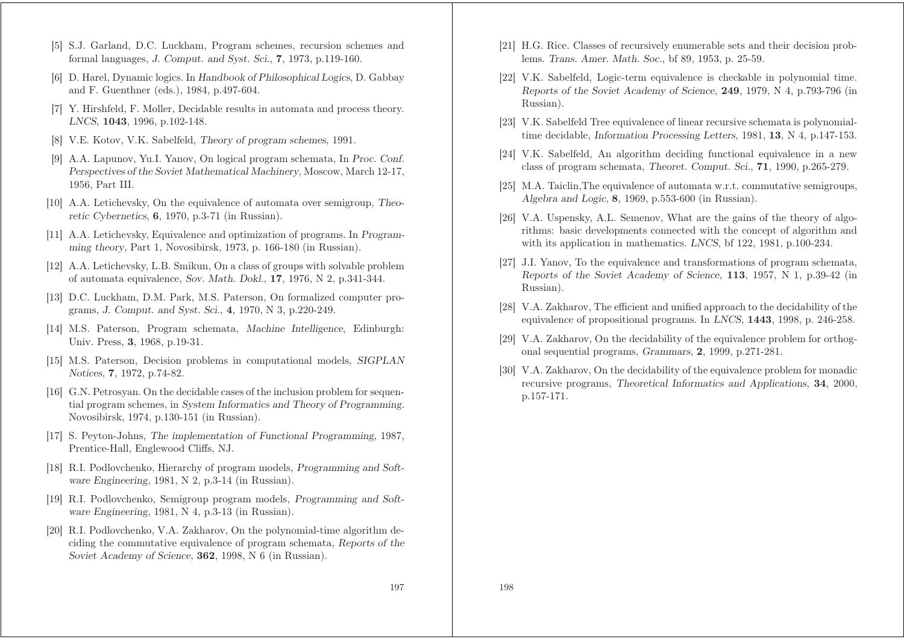[5] S.J. Garland, D.C. Luckham, Program schemes, recursion schemes and formal languages, *J. Comput. and Syst. Sci.*, **7**, 1973, p.119-160.

[6] D. Harel, Dynamic logics. In *Handbook of Philosophical Logics*, D. Gabbay and F. Guenthner (eds.), 1984, p.497-604.

[7] Y. Hirshfeld, F. Moller, Decidable results in automata and process theory. *LNCS*, **1043**, 1996, p.102-148.

[8] V.E. Kotov, V.K. Sabelfeld, *Theory of program schemes*, 1991.

[9] A.A. Lapunov, Yu.I. Yanov, On logical program schemata, In *Proc. Conf. Perspectives of the Soviet Mathematical Machinery*, Moscow, March 12-17, 1956, Part III.

[10] A.A. Letichevsky, On the equivalence of automata over semigroup, *Theoretic Cybernetics*, **6**, 1970, p.3-71 (in Russian).

[11] A.A. Letichevsky, Equivalence and optimization of programs. In *Programming theory*, Part 1, Novosibirsk, 1973, p. 166-180 (in Russian).

[12] A.A. Letichevsky, L.B. Smikun, On a class of groups with solvable problem of automata equivalence, *Sov. Math. Dokl.*, **17**, 1976, N 2, p.341-344.

[13] D.C. Luckham, D.M. Park, M.S. Paterson, On formalized computer programs, *J. Comput. and Syst. Sci.*, **4**, 1970, N 3, p.220-249.

[14] M.S. Paterson, Program schemata, *Machine Intelligence*, Edinburgh: Univ. Press, **3**, 1968, p.19-31.

[15] M.S. Paterson, Decision problems in computational models, *SIGPLAN Notices*, **7**, 1972, p.74-82.

[16] G.N. Petrosyan. On the decidable cases of the inclusion problem for sequential program schemes, in *System Informatics and Theory of Programming*. Novosibirsk, 1974, p.130-151 (in Russian).

[17] S. Peyton-Johns, *The implementation of Functional Programming*, 1987, Prentice-Hall, Englewood Cliffs, NJ.

[18] R.I. Podlovchenko, Hierarchy of program models, *Programming and Software Engineering*, 1981, N 2, p.3-14 (in Russian).

[19] R.I. Podlovchenko, Semigroup program models, *Programming and Software Engineering*, 1981, N 4, p.3-13 (in Russian).

[20] R.I. Podlovchenko, V.A. Zakharov, On the polynomial-time algorithm deciding the commutative equivalence of program schemata, *Reports of the Soviet Academy of Science*, **362**, 1998, N 6 (in Russian).

[21] H.G. Rice. Classes of recursively enumerable sets and their decision problems. *Trans. Amer. Math. Soc.*, bf 89, 1953, p. 25-59.

[22] V.K. Sabelfeld, Logic-term equivalence is checkable in polynomial time. *Reports of the Soviet Academy of Science*, **249**, 1979, N 4, p.793-796 (in Russian).

[23] V.K. Sabelfeld Tree equivalence of linear recursive schemata is polynomial-time decidable, *Information Processing Letters*, 1981, **13**, N 4, p.147-153.

[24] V.K. Sabelfeld, An algorithm deciding functional equivalence in a new class of program schemata, *Theoret. Comput. Sci.*, **71**, 1990, p.265-279.

[25] M.A. Taiclin,The equivalence of automata w.r.t. commutative semigroups, *Algebra and Logic*, **8**, 1969, p.553-600 (in Russian).

[26] V.A. Uspensky, A.L. Semenov, What are the gains of the theory of algorithms: basic developments connected with the concept of algorithm and with its application in mathematics. *LNCS*, bf 122, 1981, p.100-234.

[27] J.I. Yanov, To the equivalence and transformations of program schemata, *Reports of the Soviet Academy of Science*, **113**, 1957, N 1, p.39-42 (in Russian).

[28] V.A. Zakharov, The efficient and unified approach to the decidability of the equivalence of propositional programs. In *LNCS*, **1443**, 1998, p. 246-258.

[29] V.A. Zakharov, On the decidability of the equivalence problem for orthogonal sequential programs, *Grammars*, **2**, 1999, p.271-281.

[30] V.A. Zakharov, On the decidability of the equivalence problem for monadic recursive programs, *Theoretical Informatics and Applications*, **34**, 2000, p.157-171.